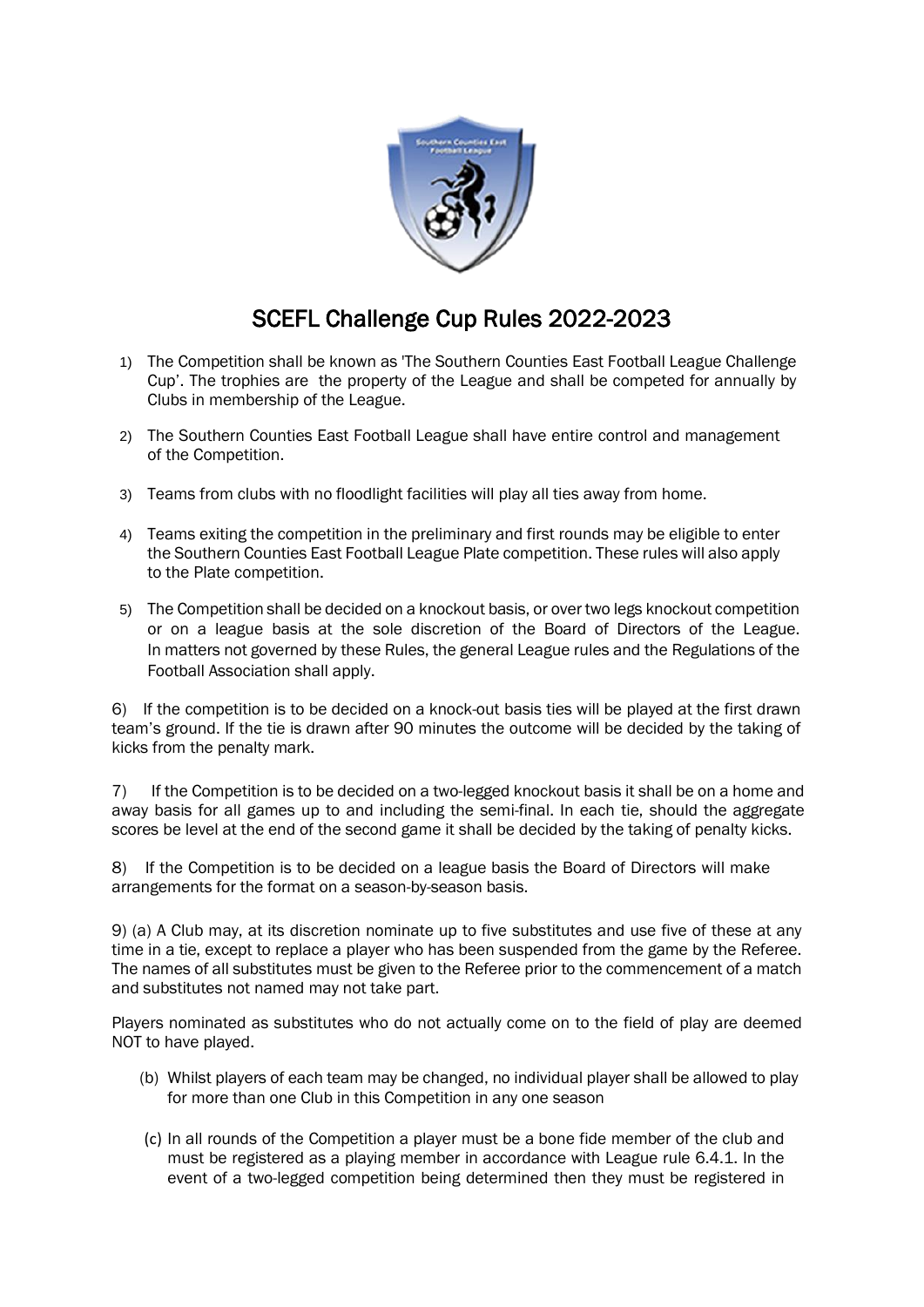# SCEFL Challenge Cup Rules 2022-2023

1) The Competition shall be known as 'The Southern Counties East Football League Challenge Cup'. The trophies are the property of the League and shall be competed for annually by Clubs in membership of the League.

2) The Southern Counties East Football League shall have entire control and management of the Competition.

3) Teams from clubs with no floodlight facilities will play all ties away from home.

4) Teams exiting the competition in the preliminary and first rounds may be eligible to enter the Southern Counties East Football League Plate competition. These rules will also apply to the Plate competition.

5) The Competition shall be decided on a knockout basis, or over two legs knockout competition or on a league basis at the sole discretion of the Board of Directors of the League. In matters not governed by these Rules, the general League rules and the Regulations of the Football Association shall apply.

6) If the competition is to be decided on a knock-out basis ties will be played at the first drawn team's ground. If the tie is drawn after 90 minutes the outcome will be decided by the taking of kicks from the penalty mark.

7) If the Competition is to be decided on a two-legged knockout basis it shall be on a home and away basis for all games up to and including the semi-final. In each tie, should the aggregate scores be level at the end of the second game it shall be decided by the taking of penalty kicks.

8) If the Competition is to be decided on a league basis the Board of Directors will make arrangements for the format on a season-by-season basis.

9) (a) A Club may, at its discretion nominate up to five substitutes and use five of these at any time in a tie, except to replace a player who has been suspended from the game by the Referee. The names of all substitutes must be given to the Referee prior to the commencement of a match and substitutes not named may not take part.

Players nominated as substitutes who do not actually come on to the field of play are deemed NOT to have played.

(b) Whilst players of each team may be changed, no individual player shall be allowed to play for more than one Club in this Competition in any one season

(c) In all rounds of the Competition a player must be a bone fide member of the club and must be registered as a playing member in accordance with League rule 6.4.1. In the event of a two-legged competition being determined then they must be registered in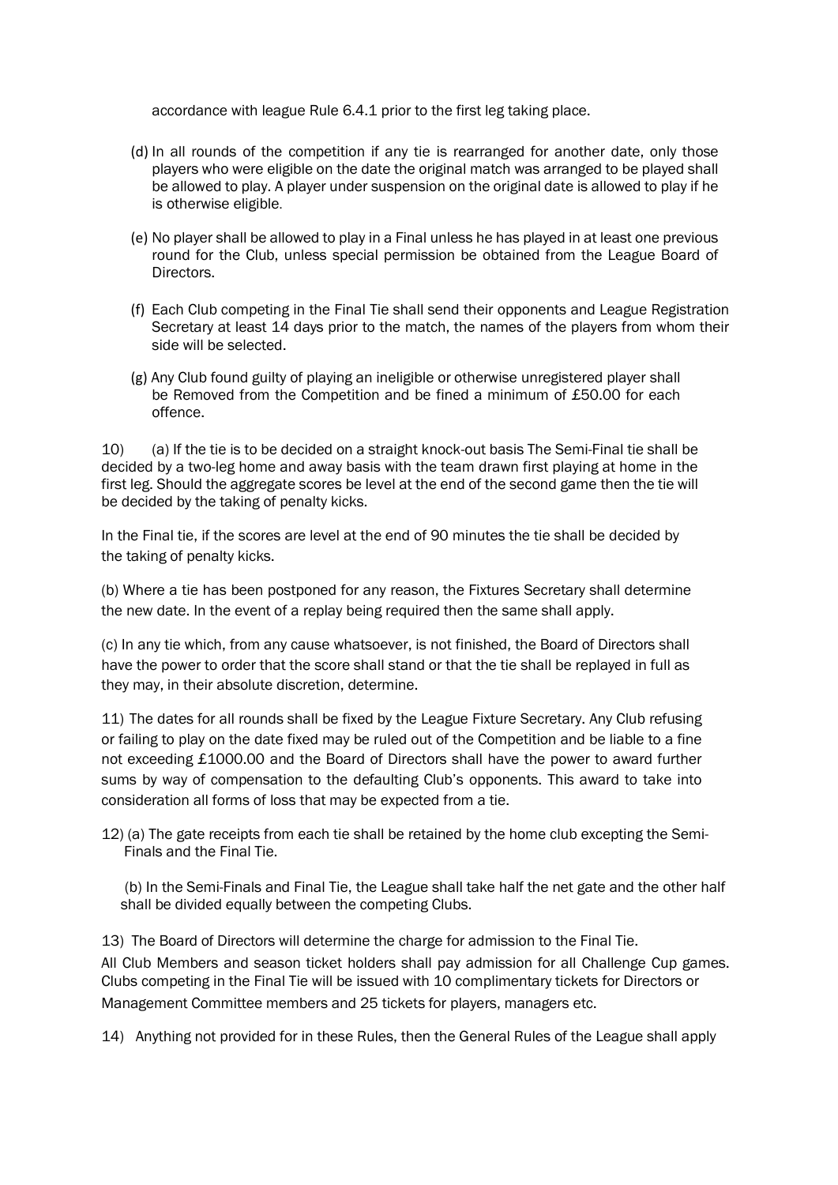accordance with league Rule 6.4.1 prior to the first leg taking place.

(d) In all rounds of the competition if any tie is rearranged for another date, only those players who were eligible on the date the original match was arranged to be played shall be allowed to play. A player under suspension on the original date is allowed to play if he is otherwise eligible.

(e) No player shall be allowed to play in a Final unless he has played in at least one previous round for the Club, unless special permission be obtained from the League Board of Directors.

(f) Each Club competing in the Final Tie shall send their opponents and League Registration Secretary at least 14 days prior to the match, the names of the players from whom their side will be selected.

(g) Any Club found guilty of playing an ineligible or otherwise unregistered player shall be Removed from the Competition and be fined a minimum of £50.00 for each offence.

10) (a) If the tie is to be decided on a straight knock-out basis The Semi-Final tie shall be decided by a two-leg home and away basis with the team drawn first playing at home in the first leg. Should the aggregate scores be level at the end of the second game then the tie will be decided by the taking of penalty kicks.

In the Final tie, if the scores are level at the end of 90 minutes the tie shall be decided by the taking of penalty kicks.

(b) Where a tie has been postponed for any reason, the Fixtures Secretary shall determine the new date. In the event of a replay being required then the same shall apply.

(c) In any tie which, from any cause whatsoever, is not finished, the Board of Directors shall have the power to order that the score shall stand or that the tie shall be replayed in full as they may, in their absolute discretion, determine.

11) The dates for all rounds shall be fixed by the League Fixture Secretary. Any Club refusing or failing to play on the date fixed may be ruled out of the Competition and be liable to a fine not exceeding £1000.00 and the Board of Directors shall have the power to award further sums by way of compensation to the defaulting Club's opponents. This award to take into consideration all forms of loss that may be expected from a tie.

12) (a) The gate receipts from each tie shall be retained by the home club excepting the Semi-Finals and the Final Tie.

(b) In the Semi-Finals and Final Tie, the League shall take half the net gate and the other half shall be divided equally between the competing Clubs.

13) The Board of Directors will determine the charge for admission to the Final Tie. All Club Members and season ticket holders shall pay admission for all Challenge Cup games. Clubs competing in the Final Tie will be issued with 10 complimentary tickets for Directors or Management Committee members and 25 tickets for players, managers etc.

14) Anything not provided for in these Rules, then the General Rules of the League shall apply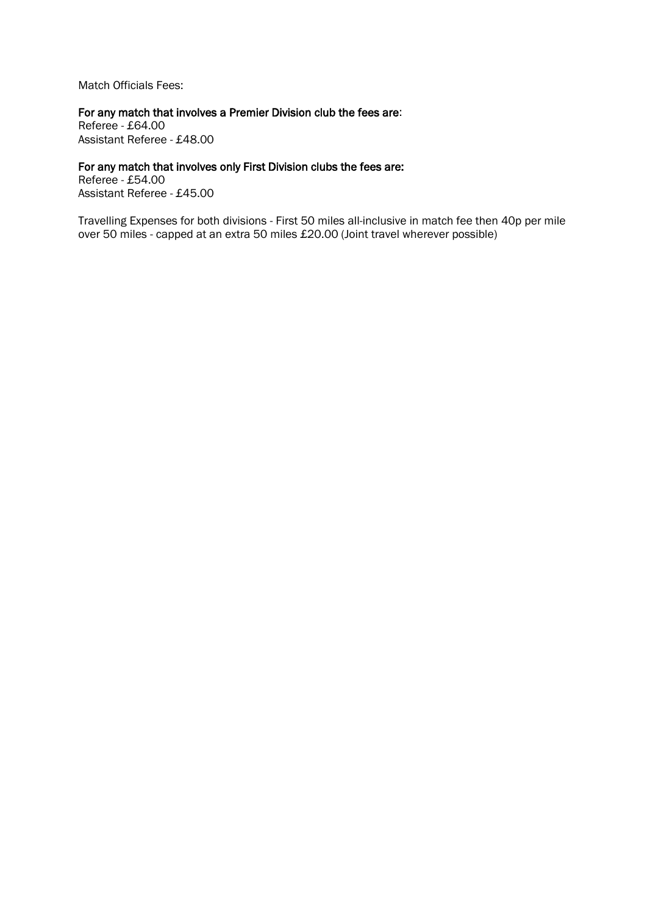Match Officials Fees:

**For any match that involves a Premier Division club the fees are**:
Referee - £64.00
Assistant Referee - £48.00

**For any match that involves only First Division clubs the fees are:**
Referee - £54.00
Assistant Referee - £45.00

Travelling Expenses for both divisions - First 50 miles all-inclusive in match fee then 40p per mile over 50 miles - capped at an extra 50 miles £20.00 (Joint travel wherever possible)